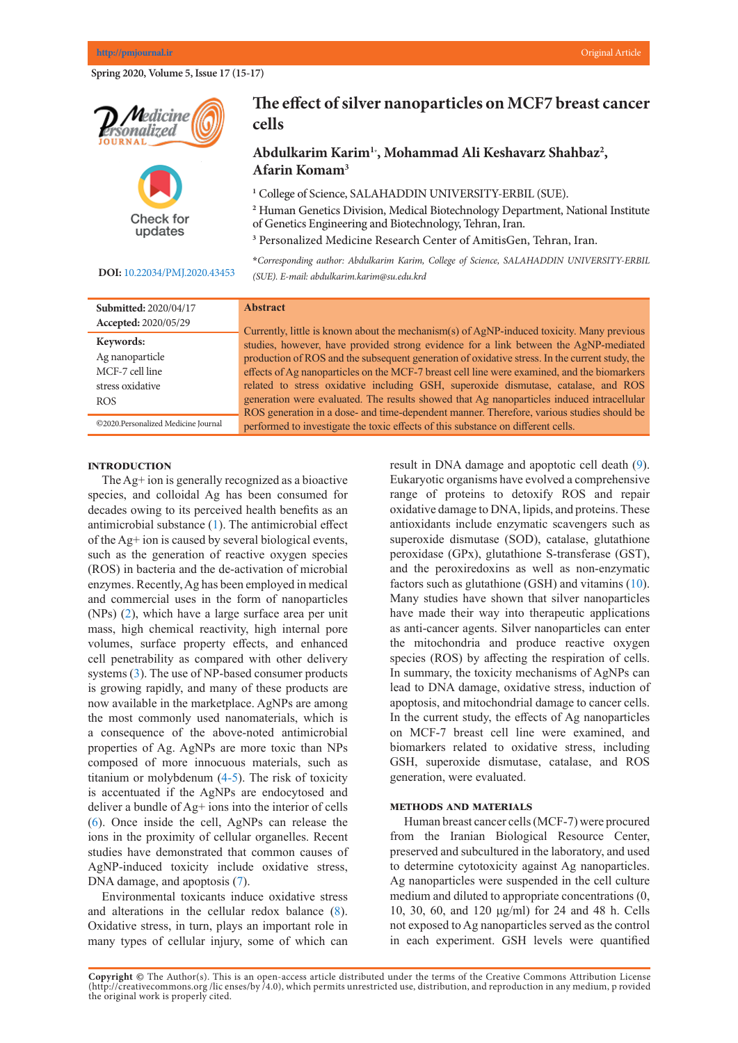# The effect of silver nanoparticles on MCF7 breast cancer cells

**Abdulkarim Karim[1*], Mohammad Ali Keshavarz Shahbaz[2], Afarin Komam[3]**

[1] College of Science, SALAHADDIN UNIVERSITY-ERBIL (SUE).

[2] Human Genetics Division, Medical Biotechnology Department, National Institute of Genetics Engineering and Biotechnology, Tehran, Iran.

[3] Personalized Medicine Research Center of AmitisGen, Tehran, Iran.

*Corresponding author: Abdulkarim Karim, College of Science, SALAHADDIN UNIVERSITY-ERBIL (SUE). E-mail: abdulkarim.karim@su.edu.krd*

**DOI:** 10.22034/PMJ.2020.43453

**Submitted:** 2020/04/17
**Accepted:** 2020/05/29

**Keywords:**
Ag nanoparticle
MCF-7 cell line
stress oxidative
ROS

©2020.Personalized Medicine Journal

## Abstract

Currently, little is known about the mechanism(s) of AgNP-induced toxicity. Many previous studies, however, have provided strong evidence for a link between the AgNP-mediated production of ROS and the subsequent generation of oxidative stress. In the current study, the effects of Ag nanoparticles on the MCF-7 breast cancer cell line were examined, and the biomarkers related to stress oxidative including GSH, superoxide dismutase, catalase, and ROS generation were evaluated. The results showed that Ag nanoparticles induced intracellular ROS generation in a dose- and time-dependent manner. Therefore, various studies should be performed to investigate the toxic effects of this substance on different cells.

## INTRODUCTION

The Ag+ ion is generally recognized as a bioactive species, and colloidal Ag has been consumed for decades owing to its perceived health benefits as an antimicrobial substance (1). The antimicrobial effect of the Ag+ ion is caused by several biological events, such as the generation of reactive oxygen species (ROS) in bacteria and the de-activation of microbial enzymes. Recently, Ag has been employed in medical and commercial uses in the form of nanoparticles (NPs) (2), which have a large surface area per unit mass, high chemical reactivity, high internal pore volumes, surface property effects, and enhanced cell penetrability as compared with other delivery systems (3). The use of NP-based consumer products is growing rapidly, and many of these products are now available in the marketplace. AgNPs are among the most commonly used nanomaterials, which is a consequence of the above-noted antimicrobial properties of Ag. AgNPs are more toxic than NPs composed of more innocuous materials, such as titanium or molybdenum (4-5). The risk of toxicity is accentuated if the AgNPs are endocytosed and deliver a bundle of Ag+ ions into the interior of cells (6). Once inside the cell, AgNPs can release the ions in the proximity of cellular organelles. Recent studies have demonstrated that common causes of AgNP-induced toxicity include oxidative stress, DNA damage, and apoptosis (7).

Environmental toxicants induce oxidative stress and alterations in the cellular redox balance (8). Oxidative stress, in turn, plays an important role in many types of cellular injury, some of which can result in DNA damage and apoptotic cell death (9). Eukaryotic organisms have evolved a comprehensive range of proteins to detoxify ROS and repair oxidative damage to DNA, lipids, and proteins. These antioxidants include enzymatic scavengers such as superoxide dismutase (SOD), catalase, glutathione peroxidase (GPx), glutathione S-transferase (GST), and the peroxiredoxins as well as non-enzymatic factors such as glutathione (GSH) and vitamins (10). Many studies have shown that silver nanoparticles have made their way into therapeutic applications as anti-cancer agents. Silver nanoparticles can enter the mitochondria and produce reactive oxygen species (ROS) by affecting the respiration of cells. In summary, the toxicity mechanisms of AgNPs can lead to DNA damage, oxidative stress, induction of apoptosis, and mitochondrial damage to cancer cells. In the current study, the effects of Ag nanoparticles on MCF-7 breast cell line were examined, and biomarkers related to oxidative stress, including GSH, superoxide dismutase, catalase, and ROS generation, were evaluated.

## METHODS AND MATERIALS

Human breast cancer cells (MCF-7) were procured from the Iranian Biological Resource Center, preserved and subcultured in the laboratory, and used to determine cytotoxicity against Ag nanoparticles. Ag nanoparticles were suspended in the cell culture medium and diluted to appropriate concentrations (0, 10, 30, 60, and 120 µg/ml) for 24 and 48 h. Cells not exposed to Ag nanoparticles served as the control in each experiment. GSH levels were quantified

**Copyright ©** The Author(s). This is an open-access article distributed under the terms of the Creative Commons Attribution License (http://creativecommons.org /lic enses/by /4.0), which permits unrestricted use, distribution, and reproduction in any medium, p rovided the original work is properly cited.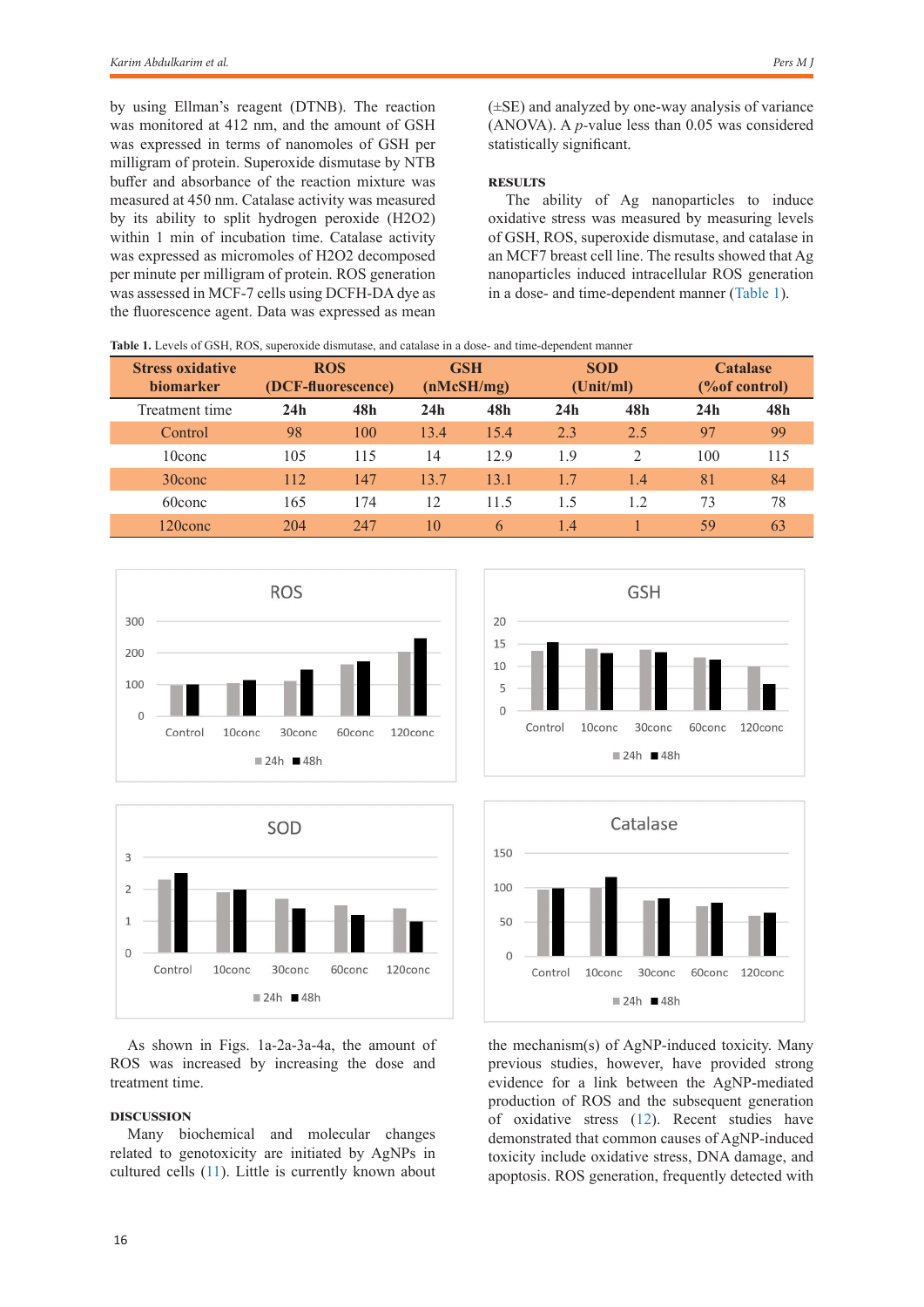by using Ellman's reagent (DTNB). The reaction was monitored at 412 nm, and the amount of GSH was expressed in terms of nanomoles of GSH per milligram of protein. Superoxide dismutase by NTB buffer and absorbance of the reaction mixture was measured at 450 nm. Catalase activity was measured by its ability to split hydrogen peroxide (H2O2) within 1 min of incubation time. Catalase activity was expressed as micromoles of H2O2 decomposed per minute per milligram of protein. ROS generation was assessed in MCF-7 cells using DCFH-DA dye as the fluorescence agent. Data was expressed as mean (±SE) and analyzed by one-way analysis of variance (ANOVA). A *p*-value less than 0.05 was considered statistically significant.

## RESULTS

The ability of Ag nanoparticles to induce oxidative stress was measured by measuring levels of GSH, ROS, superoxide dismutase, and catalase in an MCF7 breast cell line. The results showed that Ag nanoparticles induced intracellular ROS generation in a dose- and time-dependent manner (Table 1).

**Table 1.** Levels of GSH, ROS, superoxide dismutase, and catalase in a dose- and time-dependent manner

| Stress oxidative biomarker | ROS (DCF-fluorescence) | | GSH (nMcSH/mg) | | SOD (Unit/ml) | | Catalase (%of control) | |
|---|---|---|---|---|---|---|---|---|
| Treatment time | 24h | 48h | 24h | 48h | 24h | 48h | 24h | 48h |
| Control | 98 | 100 | 13.4 | 15.4 | 2.3 | 2.5 | 97 | 99 |
| 10conc | 105 | 115 | 14 | 12.9 | 1.9 | 2 | 100 | 115 |
| 30conc | 112 | 147 | 13.7 | 13.1 | 1.7 | 1.4 | 81 | 84 |
| 60conc | 165 | 174 | 12 | 11.5 | 1.5 | 1.2 | 73 | 78 |
| 120conc | 204 | 247 | 10 | 6 | 1.4 | 1 | 59 | 63 |

As shown in Figs. 1a-2a-3a-4a, the amount of ROS was increased by increasing the dose and treatment time.

## DISCUSSION

Many biochemical and molecular changes related to genotoxicity are initiated by AgNPs in cultured cells (11). Little is currently known about the mechanism(s) of AgNP-induced toxicity. Many previous studies, however, have provided strong evidence for a link between the AgNP-mediated production of ROS and the subsequent generation of oxidative stress (12). Recent studies have demonstrated that common causes of AgNP-induced toxicity include oxidative stress, DNA damage, and apoptosis. ROS generation, frequently detected with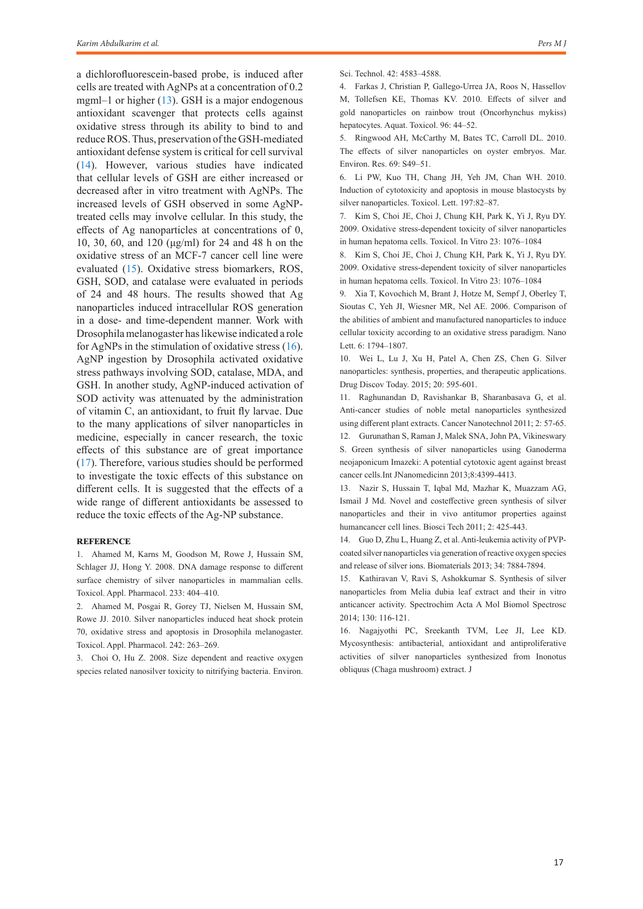a dichlorofluorescein-based probe, is induced after cells are treated with AgNPs at a concentration of 0.2 mgml–1 or higher (13). GSH is a major endogenous antioxidant scavenger that protects cells against oxidative stress through its ability to bind to and reduce ROS. Thus, preservation of the GSH-mediated antioxidant defense system is critical for cell survival (14). However, various studies have indicated that cellular levels of GSH are either increased or decreased after in vitro treatment with AgNPs. The increased levels of GSH observed in some AgNP-treated cells may involve cellular. In this study, the effects of Ag nanoparticles at concentrations of 0, 10, 30, 60, and 120 (μg/ml) for 24 and 48 h on the oxidative stress of an MCF-7 cancer cell line were evaluated (15). Oxidative stress biomarkers, ROS, GSH, SOD, and catalase were evaluated in periods of 24 and 48 hours. The results showed that Ag nanoparticles induced intracellular ROS generation in a dose- and time-dependent manner. Work with Drosophila melanogaster has likewise indicated a role for AgNPs in the stimulation of oxidative stress (16). AgNP ingestion by Drosophila activated oxidative stress pathways involving SOD, catalase, MDA, and GSH. In another study, AgNP-induced activation of SOD activity was attenuated by the administration of vitamin C, an antioxidant, to fruit fly larvae. Due to the many applications of silver nanoparticles in medicine, especially in cancer research, the toxic effects of this substance are of great importance (17). Therefore, various studies should be performed to investigate the toxic effects of this substance on different cells. It is suggested that the effects of a wide range of different antioxidants be assessed to reduce the toxic effects of the Ag-NP substance.

## REFERENCE

1. Ahamed M, Karns M, Goodson M, Rowe J, Hussain SM, Schlager JJ, Hong Y. 2008. DNA damage response to different surface chemistry of silver nanoparticles in mammalian cells. Toxicol. Appl. Pharmacol. 233: 404–410.
2. Ahamed M, Posgai R, Gorey TJ, Nielsen M, Hussain SM, Rowe JJ. 2010. Silver nanoparticles induced heat shock protein 70, oxidative stress and apoptosis in Drosophila melanogaster. Toxicol. Appl. Pharmacol. 242: 263–269.
3. Choi O, Hu Z. 2008. Size dependent and reactive oxygen species related nanosilver toxicity to nitrifying bacteria. Environ. Sci. Technol. 42: 4583–4588.
4. Farkas J, Christian P, Gallego-Urrea JA, Roos N, Hassellov M, Tollefsen KE, Thomas KV. 2010. Effects of silver and gold nanoparticles on rainbow trout (Oncorhynchus mykiss) hepatocytes. Aquat. Toxicol. 96: 44–52.
5. Ringwood AH, McCarthy M, Bates TC, Carroll DL. 2010. The effects of silver nanoparticles on oyster embryos. Mar. Environ. Res. 69: S49–51.
6. Li PW, Kuo TH, Chang JH, Yeh JM, Chan WH. 2010. Induction of cytotoxicity and apoptosis in mouse blastocysts by silver nanoparticles. Toxicol. Lett. 197:82–87.
7. Kim S, Choi JE, Choi J, Chung KH, Park K, Yi J, Ryu DY. 2009. Oxidative stress-dependent toxicity of silver nanoparticles in human hepatoma cells. Toxicol. In Vitro 23: 1076–1084
8. Kim S, Choi JE, Choi J, Chung KH, Park K, Yi J, Ryu DY. 2009. Oxidative stress-dependent toxicity of silver nanoparticles in human hepatoma cells. Toxicol. In Vitro 23: 1076–1084
9. Xia T, Kovochich M, Brant J, Hotze M, Sempf J, Oberley T, Sioutas C, Yeh JI, Wiesner MR, Nel AE. 2006. Comparison of the abilities of ambient and manufactured nanoparticles to induce cellular toxicity according to an oxidative stress paradigm. Nano Lett. 6: 1794–1807.
10. Wei L, Lu J, Xu H, Patel A, Chen ZS, Chen G. Silver nanoparticles: synthesis, properties, and therapeutic applications. Drug Discov Today. 2015; 20: 595-601.
11. Raghunandan D, Ravishankar B, Sharanbasava G, et al. Anti-cancer studies of noble metal nanoparticles synthesized using different plant extracts. Cancer Nanotechnol 2011; 2: 57-65.
12. Gurunathan S, Raman J, Malek SNA, John PA, Vikineswary S. Green synthesis of silver nanoparticles using Ganoderma neojaponicum Imazeki: A potential cytotoxic agent against breast cancer cells.Int JNanomedicinn 2013;8:4399-4413.
13. Nazir S, Hussain T, Iqbal Md, Mazhar K, Muazzam AG, Ismail J Md. Novel and costeffective green synthesis of silver nanoparticles and their in vivo antitumor properties against humancancer cell lines. Biosci Tech 2011; 2: 425-443.
14. Guo D, Zhu L, Huang Z, et al. Anti-leukemia activity of PVP-coated silver nanoparticles via generation of reactive oxygen species and release of silver ions. Biomaterials 2013; 34: 7884-7894.
15. Kathiravan V, Ravi S, Ashokkumar S. Synthesis of silver nanoparticles from Melia dubia leaf extract and their in vitro anticancer activity. Spectrochim Acta A Mol Biomol Spectrosc 2014; 130: 116-121.
16. Nagajyothi PC, Sreekanth TVM, Lee JI, Lee KD. Mycosynthesis: antibacterial, antioxidant and antiproliferative activities of silver nanoparticles synthesized from Inonotus obliquus (Chaga mushroom) extract. J